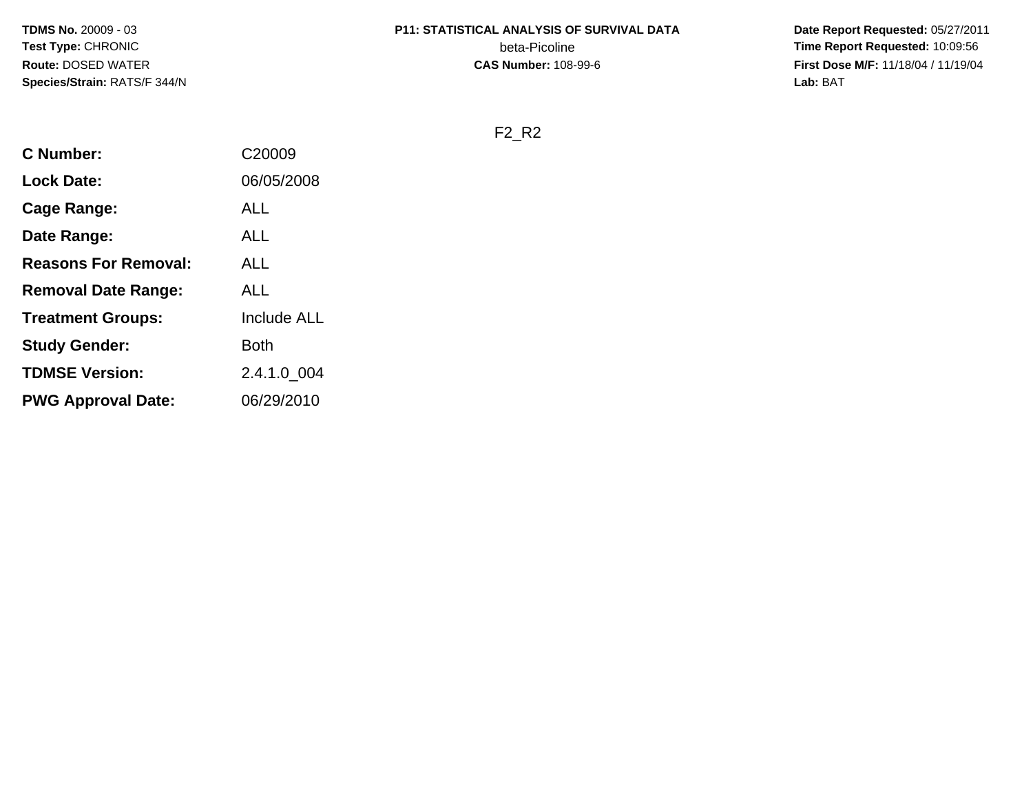**TDMS No.** 20009 - 03
**Test Type:** CHRONIC
**Route:** DOSED WATER
**Species/Strain:** RATS/F 344/N

**P11: STATISTICAL ANALYSIS OF SURVIVAL DATA**
beta-Picoline
**CAS Number:** 108-99-6

**Date Report Requested:** 05/27/2011
**Time Report Requested:** 10:09:56
**First Dose M/F:** 11/18/04 / 11/19/04
**Lab:** BAT

F2_R2

| | |
|---|---|
| **C Number:** | C20009 |
| **Lock Date:** | 06/05/2008 |
| **Cage Range:** | ALL |
| **Date Range:** | ALL |
| **Reasons For Removal:** | ALL |
| **Removal Date Range:** | ALL |
| **Treatment Groups:** | Include ALL |
| **Study Gender:** | Both |
| **TDMSE Version:** | 2.4.1.0_004 |
| **PWG Approval Date:** | 06/29/2010 |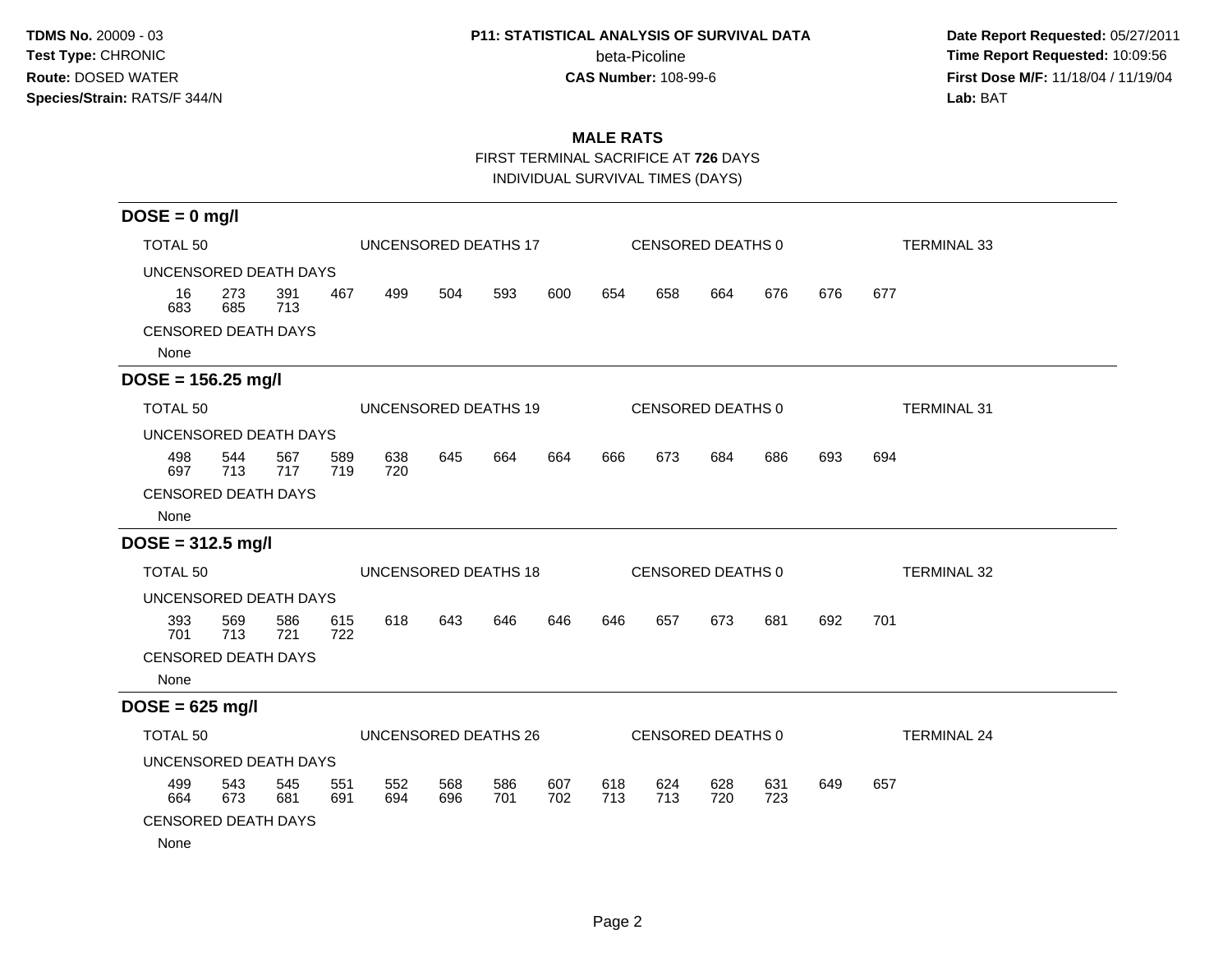**TDMS No.** 20009 - 03
**Test Type:** CHRONIC
**Route:** DOSED WATER
**Species/Strain:** RATS/F 344/N

**P11: STATISTICAL ANALYSIS OF SURVIVAL DATA**
beta-Picoline
**CAS Number:** 108-99-6

**Date Report Requested:** 05/27/2011
**Time Report Requested:** 10:09:56
**First Dose M/F:** 11/18/04 / 11/19/04
**Lab:** BAT

## MALE RATS

FIRST TERMINAL SACRIFICE AT **726** DAYS
INDIVIDUAL SURVIVAL TIMES (DAYS)

### DOSE = 0 mg/l

TOTAL 50 UNCENSORED DEATHS 17 CENSORED DEATHS 0 TERMINAL 33

UNCENSORED DEATH DAYS

16 273 391 467 499 504 593 600 654 658 664 676 676 677
683 685 713

CENSORED DEATH DAYS

None

### DOSE = 156.25 mg/l

TOTAL 50 UNCENSORED DEATHS 19 CENSORED DEATHS 0 TERMINAL 31

UNCENSORED DEATH DAYS

498 544 567 589 638 645 664 664 666 673 684 686 693 694
697 713 717 719 720

CENSORED DEATH DAYS

None

### DOSE = 312.5 mg/l

TOTAL 50 UNCENSORED DEATHS 18 CENSORED DEATHS 0 TERMINAL 32

UNCENSORED DEATH DAYS

393 569 586 615 618 643 646 646 646 657 673 681 692 701
701 713 721 722

CENSORED DEATH DAYS

None

### DOSE = 625 mg/l

TOTAL 50 UNCENSORED DEATHS 26 CENSORED DEATHS 0 TERMINAL 24

UNCENSORED DEATH DAYS

499 543 545 551 552 568 586 607 618 624 628 631 649 657
664 673 681 691 694 696 701 702 713 713 720 723

CENSORED DEATH DAYS

None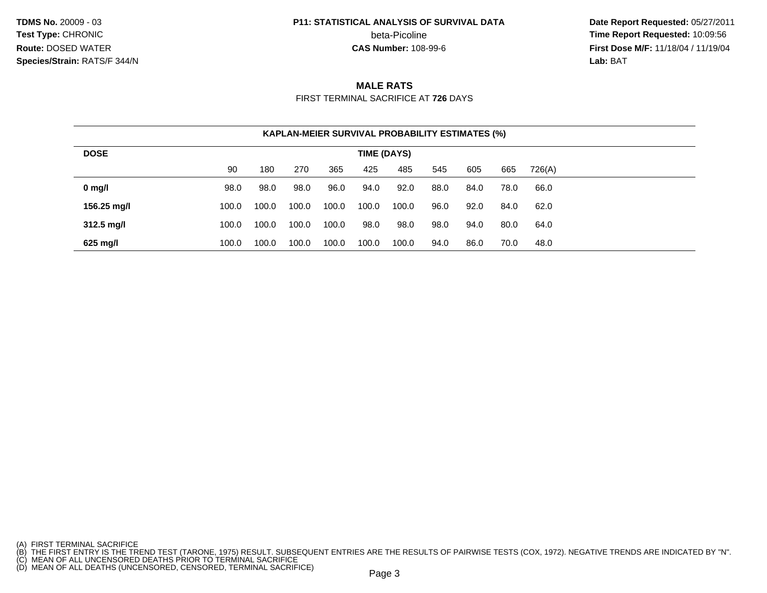**TDMS No.** 20009 - 03
**Test Type:** CHRONIC
**Route:** DOSED WATER
**Species/Strain:** RATS/F 344/N

**P11: STATISTICAL ANALYSIS OF SURVIVAL DATA**
beta-Picoline
**CAS Number:** 108-99-6

**Date Report Requested:** 05/27/2011
**Time Report Requested:** 10:09:56
**First Dose M/F:** 11/18/04 / 11/19/04
**Lab:** BAT

## MALE RATS

FIRST TERMINAL SACRIFICE AT **726** DAYS

| KAPLAN-MEIER SURVIVAL PROBABILITY ESTIMATES (%) | | | | | | | | | | |
|---|---|---|---|---|---|---|---|---|---|---|
| **DOSE** | **TIME (DAYS)** | | | | | | | | | |
| | 90 | 180 | 270 | 365 | 425 | 485 | 545 | 605 | 665 | 726(A) |
| **0 mg/l** | 98.0 | 98.0 | 98.0 | 96.0 | 94.0 | 92.0 | 88.0 | 84.0 | 78.0 | 66.0 |
| **156.25 mg/l** | 100.0 | 100.0 | 100.0 | 100.0 | 100.0 | 100.0 | 96.0 | 92.0 | 84.0 | 62.0 |
| **312.5 mg/l** | 100.0 | 100.0 | 100.0 | 100.0 | 98.0 | 98.0 | 98.0 | 94.0 | 80.0 | 64.0 |
| **625 mg/l** | 100.0 | 100.0 | 100.0 | 100.0 | 100.0 | 100.0 | 94.0 | 86.0 | 70.0 | 48.0 |

(A) FIRST TERMINAL SACRIFICE
(B) THE FIRST ENTRY IS THE TREND TEST (TARONE, 1975) RESULT. SUBSEQUENT ENTRIES ARE THE RESULTS OF PAIRWISE TESTS (COX, 1972). NEGATIVE TRENDS ARE INDICATED BY "N".
(C) MEAN OF ALL UNCENSORED DEATHS PRIOR TO TERMINAL SACRIFICE
(D) MEAN OF ALL DEATHS (UNCENSORED, CENSORED, TERMINAL SACRIFICE)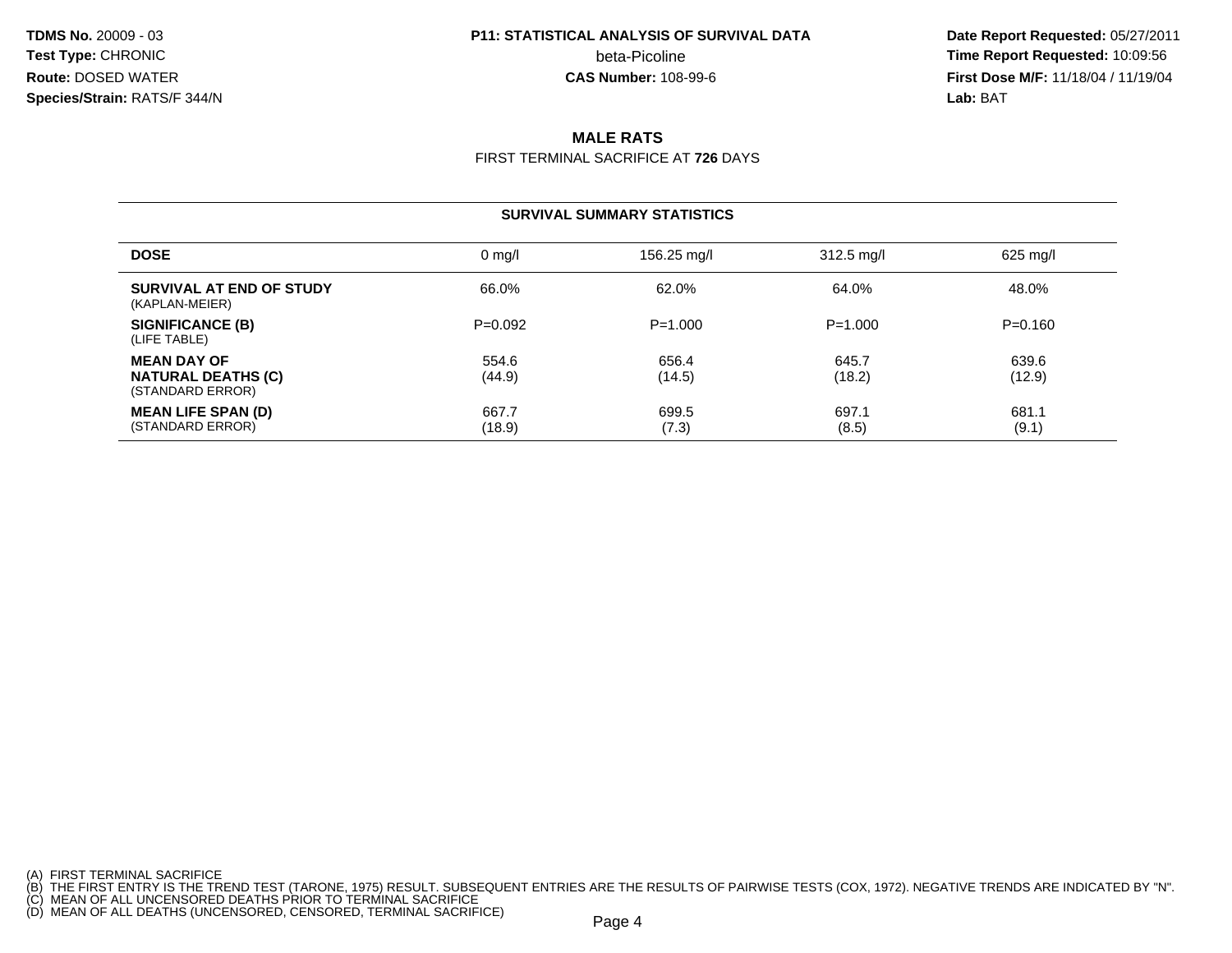**TDMS No.** 20009 - 03
**Test Type:** CHRONIC
**Route:** DOSED WATER
**Species/Strain:** RATS/F 344/N

**P11: STATISTICAL ANALYSIS OF SURVIVAL DATA**
beta-Picoline
**CAS Number:** 108-99-6

**Date Report Requested:** 05/27/2011
**Time Report Requested:** 10:09:56
**First Dose M/F:** 11/18/04 / 11/19/04
**Lab:** BAT

## MALE RATS

FIRST TERMINAL SACRIFICE AT **726** DAYS

### SURVIVAL SUMMARY STATISTICS

| DOSE | 0 mg/l | 156.25 mg/l | 312.5 mg/l | 625 mg/l |
|---|---|---|---|---|
| **SURVIVAL AT END OF STUDY** (KAPLAN-MEIER) | 66.0% | 62.0% | 64.0% | 48.0% |
| **SIGNIFICANCE (B)** (LIFE TABLE) | P=0.092 | P=1.000 | P=1.000 | P=0.160 |
| **MEAN DAY OF NATURAL DEATHS (C)** (STANDARD ERROR) | 554.6 (44.9) | 656.4 (14.5) | 645.7 (18.2) | 639.6 (12.9) |
| **MEAN LIFE SPAN (D)** (STANDARD ERROR) | 667.7 (18.9) | 699.5 (7.3) | 697.1 (8.5) | 681.1 (9.1) |

(A) FIRST TERMINAL SACRIFICE
(B) THE FIRST ENTRY IS THE TREND TEST (TARONE, 1975) RESULT. SUBSEQUENT ENTRIES ARE THE RESULTS OF PAIRWISE TESTS (COX, 1972). NEGATIVE TRENDS ARE INDICATED BY "N".
(C) MEAN OF ALL UNCENSORED DEATHS PRIOR TO TERMINAL SACRIFICE
(D) MEAN OF ALL DEATHS (UNCENSORED, CENSORED, TERMINAL SACRIFICE)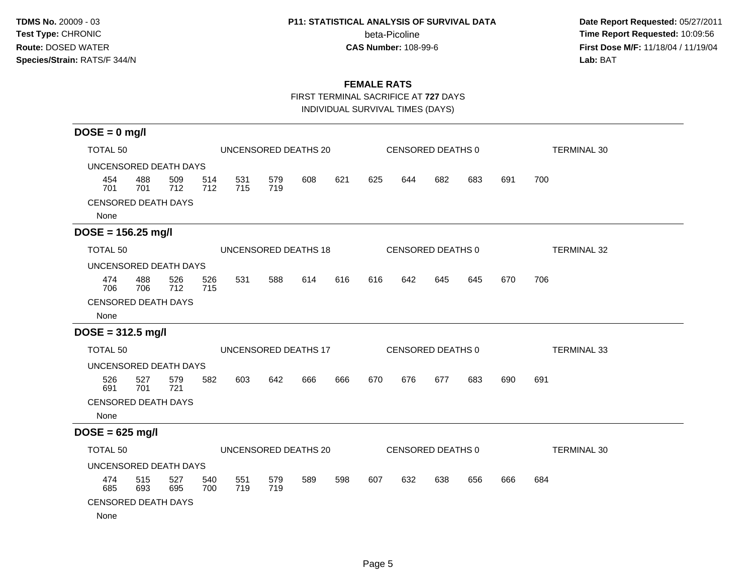**TDMS No.** 20009 - 03
**Test Type:** CHRONIC
**Route:** DOSED WATER
**Species/Strain:** RATS/F 344/N

**P11: STATISTICAL ANALYSIS OF SURVIVAL DATA**
beta-Picoline
**CAS Number:** 108-99-6

**Date Report Requested:** 05/27/2011
**Time Report Requested:** 10:09:56
**First Dose M/F:** 11/18/04 / 11/19/04
**Lab:** BAT

## FEMALE RATS

FIRST TERMINAL SACRIFICE AT **727** DAYS

INDIVIDUAL SURVIVAL TIMES (DAYS)

### DOSE = 0 mg/l

TOTAL 50 | UNCENSORED DEATHS 20 | CENSORED DEATHS 0 | TERMINAL 30

UNCENSORED DEATH DAYS

454 488 509 514 531 579 608 621 625 644 682 683 691 700
701 701 712 712 715 719

CENSORED DEATH DAYS

None

### DOSE = 156.25 mg/l

TOTAL 50 | UNCENSORED DEATHS 18 | CENSORED DEATHS 0 | TERMINAL 32

UNCENSORED DEATH DAYS

474 488 526 526 531 588 614 616 616 642 645 645 670 706
706 706 712 715

CENSORED DEATH DAYS

None

### DOSE = 312.5 mg/l

TOTAL 50 | UNCENSORED DEATHS 17 | CENSORED DEATHS 0 | TERMINAL 33

UNCENSORED DEATH DAYS

526 527 579 582 603 642 666 666 670 676 677 683 690 691
691 701 721

CENSORED DEATH DAYS

None

### DOSE = 625 mg/l

TOTAL 50 | UNCENSORED DEATHS 20 | CENSORED DEATHS 0 | TERMINAL 30

UNCENSORED DEATH DAYS

474 515 527 540 551 579 589 598 607 632 638 656 666 684
685 693 695 700 719 719

CENSORED DEATH DAYS

None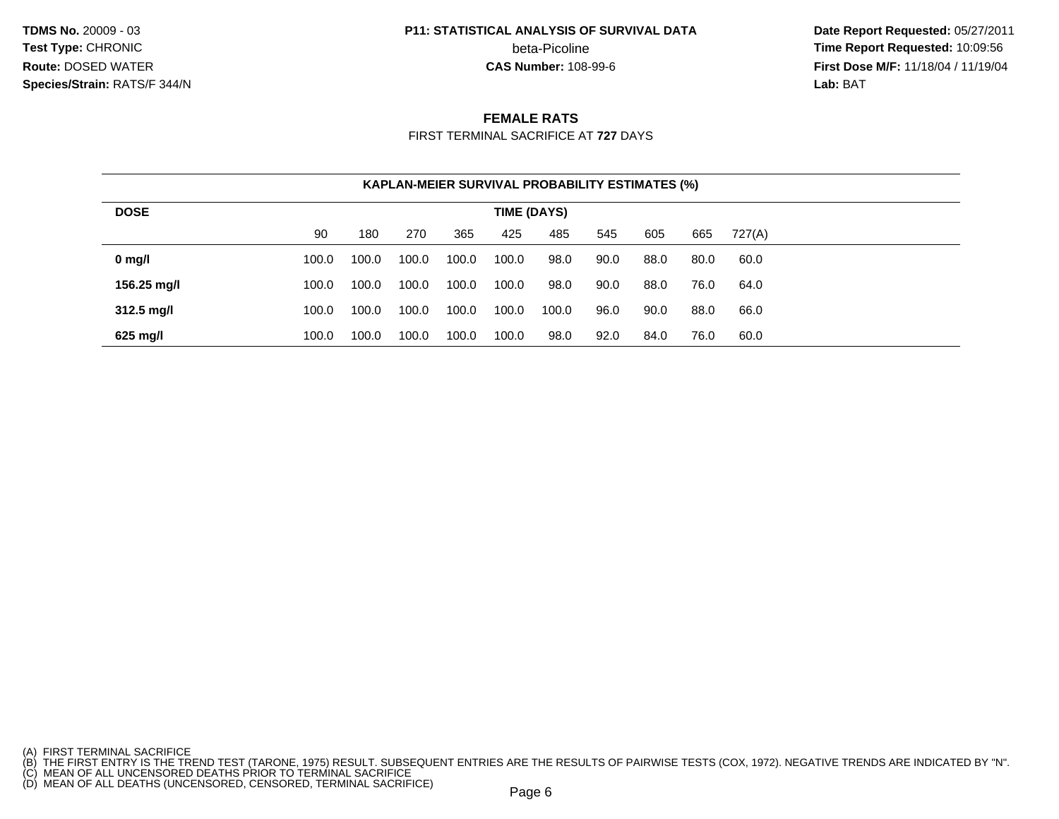**TDMS No.** 20009 - 03
**Test Type:** CHRONIC
**Route:** DOSED WATER
**Species/Strain:** RATS/F 344/N

**P11: STATISTICAL ANALYSIS OF SURVIVAL DATA**
beta-Picoline
**CAS Number:** 108-99-6

**Date Report Requested:** 05/27/2011
**Time Report Requested:** 10:09:56
**First Dose M/F:** 11/18/04 / 11/19/04
**Lab:** BAT

## FEMALE RATS

FIRST TERMINAL SACRIFICE AT **727** DAYS

**KAPLAN-MEIER SURVIVAL PROBABILITY ESTIMATES (%)**

| DOSE | TIME (DAYS) | | | | | | | | | |
|---|---|---|---|---|---|---|---|---|---|---|
| | 90 | 180 | 270 | 365 | 425 | 485 | 545 | 605 | 665 | 727(A) |
| **0 mg/l** | 100.0 | 100.0 | 100.0 | 100.0 | 100.0 | 98.0 | 90.0 | 88.0 | 80.0 | 60.0 |
| **156.25 mg/l** | 100.0 | 100.0 | 100.0 | 100.0 | 100.0 | 98.0 | 90.0 | 88.0 | 76.0 | 64.0 |
| **312.5 mg/l** | 100.0 | 100.0 | 100.0 | 100.0 | 100.0 | 100.0 | 96.0 | 90.0 | 88.0 | 66.0 |
| **625 mg/l** | 100.0 | 100.0 | 100.0 | 100.0 | 100.0 | 98.0 | 92.0 | 84.0 | 76.0 | 60.0 |

(A) FIRST TERMINAL SACRIFICE
(B) THE FIRST ENTRY IS THE TREND TEST (TARONE, 1975) RESULT. SUBSEQUENT ENTRIES ARE THE RESULTS OF PAIRWISE TESTS (COX, 1972). NEGATIVE TRENDS ARE INDICATED BY "N".
(C) MEAN OF ALL UNCENSORED DEATHS PRIOR TO TERMINAL SACRIFICE
(D) MEAN OF ALL DEATHS (UNCENSORED, CENSORED, TERMINAL SACRIFICE)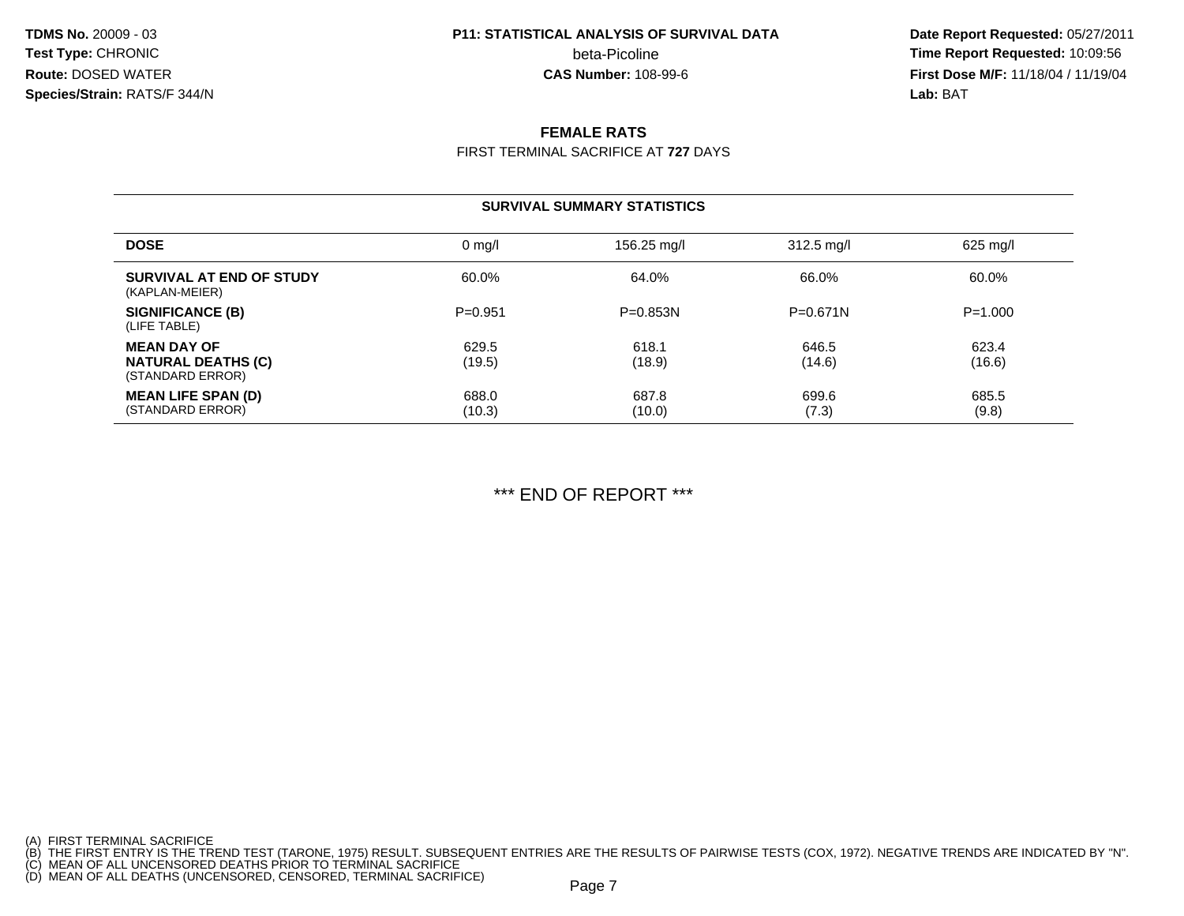**TDMS No.** 20009 - 03
**Test Type:** CHRONIC
**Route:** DOSED WATER
**Species/Strain:** RATS/F 344/N

**P11: STATISTICAL ANALYSIS OF SURVIVAL DATA**
beta-Picoline
**CAS Number:** 108-99-6

**Date Report Requested:** 05/27/2011
**Time Report Requested:** 10:09:56
**First Dose M/F:** 11/18/04 / 11/19/04
**Lab:** BAT

## FEMALE RATS

FIRST TERMINAL SACRIFICE AT **727** DAYS

### SURVIVAL SUMMARY STATISTICS

| **DOSE** | 0 mg/l | 156.25 mg/l | 312.5 mg/l | 625 mg/l |
|---|---|---|---|---|
| **SURVIVAL AT END OF STUDY** (KAPLAN-MEIER) | 60.0% | 64.0% | 66.0% | 60.0% |
| **SIGNIFICANCE (B)** (LIFE TABLE) | P=0.951 | P=0.853N | P=0.671N | P=1.000 |
| **MEAN DAY OF NATURAL DEATHS (C)** (STANDARD ERROR) | 629.5 (19.5) | 618.1 (18.9) | 646.5 (14.6) | 623.4 (16.6) |
| **MEAN LIFE SPAN (D)** (STANDARD ERROR) | 688.0 (10.3) | 687.8 (10.0) | 699.6 (7.3) | 685.5 (9.8) |

*** END OF REPORT ***

(A) FIRST TERMINAL SACRIFICE
(B) THE FIRST ENTRY IS THE TREND TEST (TARONE, 1975) RESULT. SUBSEQUENT ENTRIES ARE THE RESULTS OF PAIRWISE TESTS (COX, 1972). NEGATIVE TRENDS ARE INDICATED BY "N".
(C) MEAN OF ALL UNCENSORED DEATHS PRIOR TO TERMINAL SACRIFICE
(D) MEAN OF ALL DEATHS (UNCENSORED, CENSORED, TERMINAL SACRIFICE)